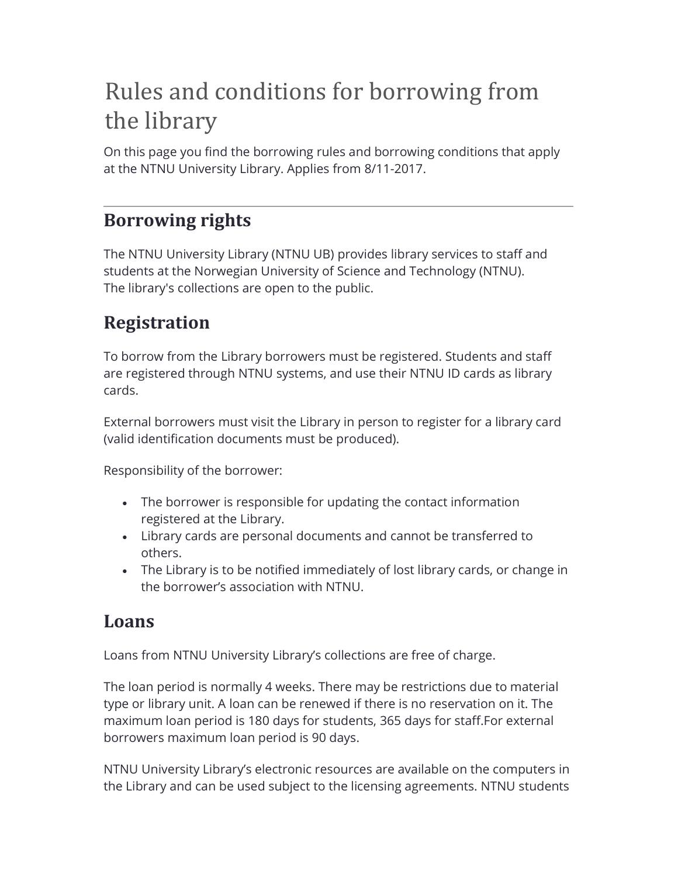# Rules and conditions for borrowing from the library

On this page you find the borrowing rules and borrowing conditions that apply at the NTNU University Library. Applies from 8/11-2017.

---

## Borrowing rights

The NTNU University Library (NTNU UB) provides library services to staff and students at the Norwegian University of Science and Technology (NTNU). The library's collections are open to the public.

## Registration

To borrow from the Library borrowers must be registered. Students and staff are registered through NTNU systems, and use their NTNU ID cards as library cards.

External borrowers must visit the Library in person to register for a library card (valid identification documents must be produced).

Responsibility of the borrower:

- The borrower is responsible for updating the contact information registered at the Library.
- Library cards are personal documents and cannot be transferred to others.
- The Library is to be notified immediately of lost library cards, or change in the borrower's association with NTNU.

## Loans

Loans from NTNU University Library's collections are free of charge.

The loan period is normally 4 weeks. There may be restrictions due to material type or library unit. A loan can be renewed if there is no reservation on it. The maximum loan period is 180 days for students, 365 days for staff.For external borrowers maximum loan period is 90 days.

NTNU University Library's electronic resources are available on the computers in the Library and can be used subject to the licensing agreements. NTNU students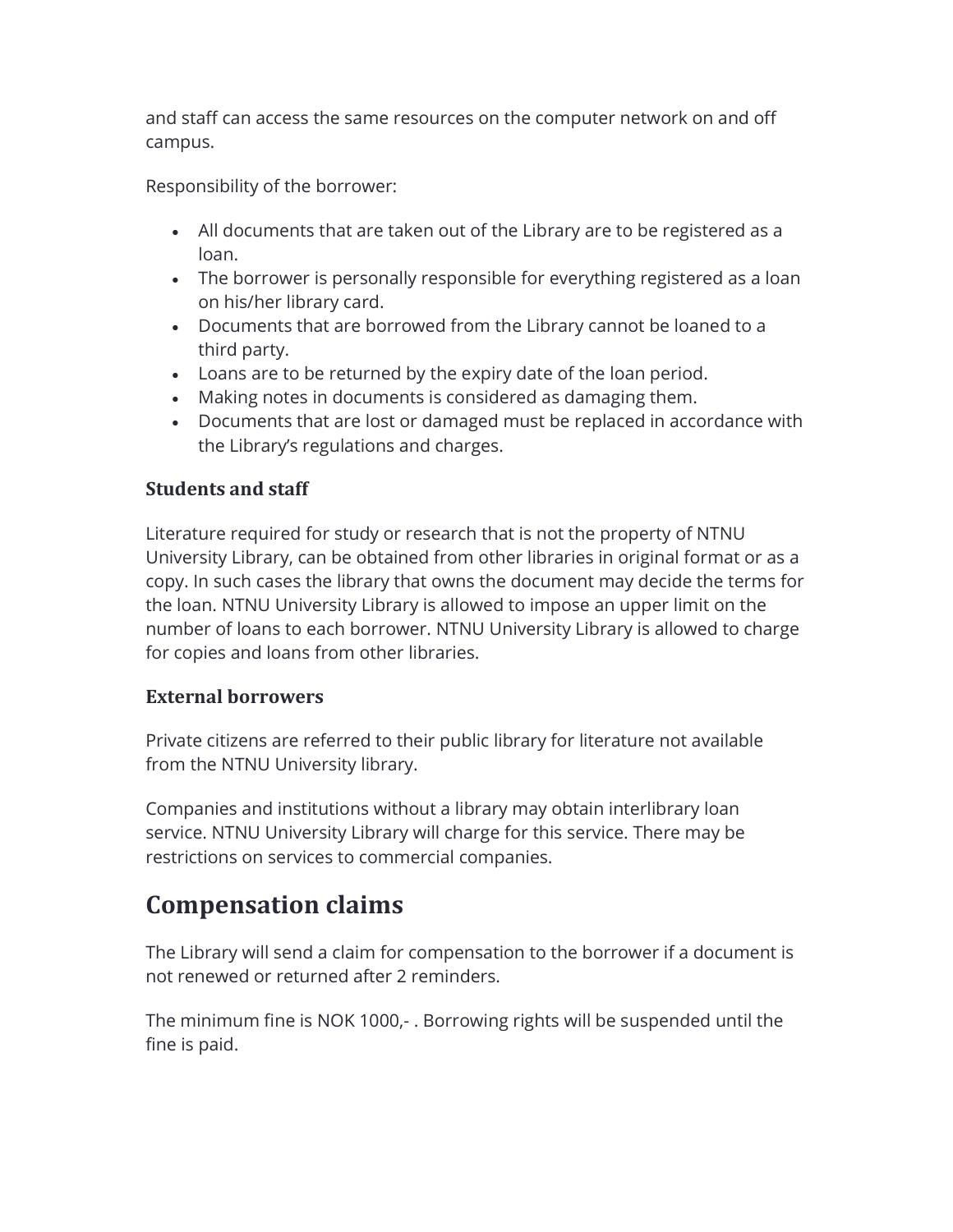and staff can access the same resources on the computer network on and off campus.

Responsibility of the borrower:

- All documents that are taken out of the Library are to be registered as a loan.
- The borrower is personally responsible for everything registered as a loan on his/her library card.
- Documents that are borrowed from the Library cannot be loaned to a third party.
- Loans are to be returned by the expiry date of the loan period.
- Making notes in documents is considered as damaging them.
- Documents that are lost or damaged must be replaced in accordance with the Library's regulations and charges.

### Students and staff

Literature required for study or research that is not the property of NTNU University Library, can be obtained from other libraries in original format or as a copy. In such cases the library that owns the document may decide the terms for the loan. NTNU University Library is allowed to impose an upper limit on the number of loans to each borrower. NTNU University Library is allowed to charge for copies and loans from other libraries.

### External borrowers

Private citizens are referred to their public library for literature not available from the NTNU University library.

Companies and institutions without a library may obtain interlibrary loan service. NTNU University Library will charge for this service. There may be restrictions on services to commercial companies.

## Compensation claims

The Library will send a claim for compensation to the borrower if a document is not renewed or returned after 2 reminders.

The minimum fine is NOK 1000,- . Borrowing rights will be suspended until the fine is paid.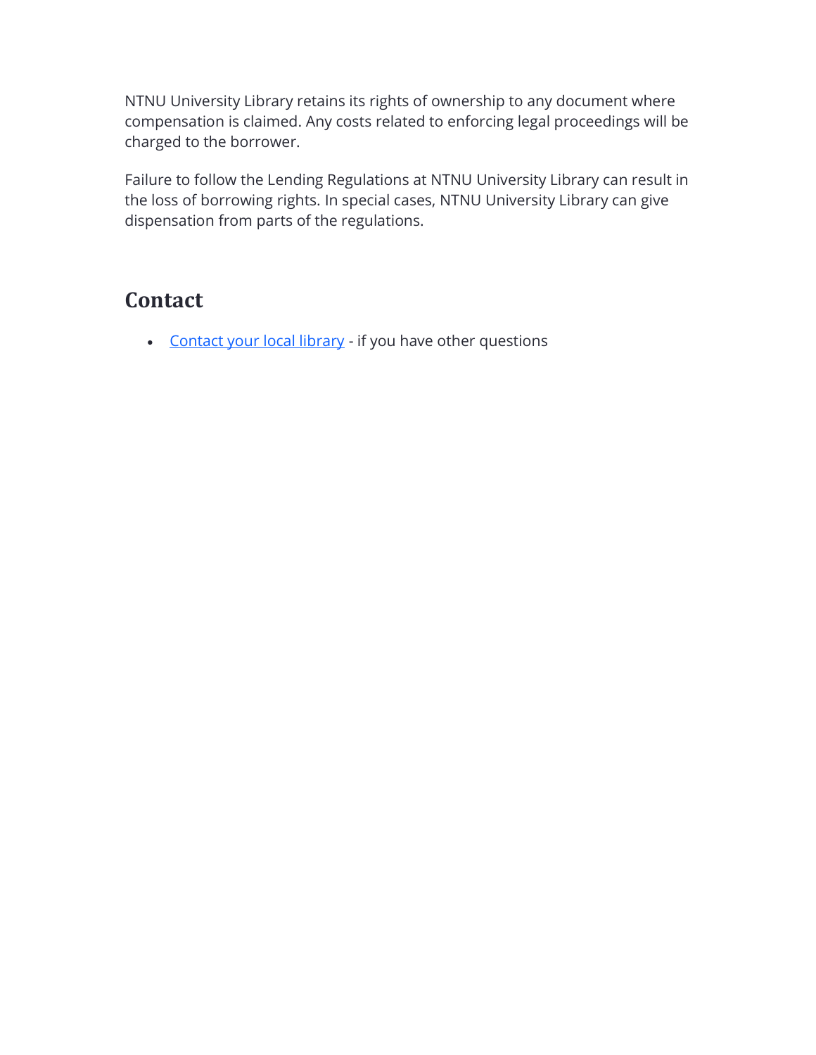NTNU University Library retains its rights of ownership to any document where compensation is claimed. Any costs related to enforcing legal proceedings will be charged to the borrower.

Failure to follow the Lending Regulations at NTNU University Library can result in the loss of borrowing rights. In special cases, NTNU University Library can give dispensation from parts of the regulations.

## Contact

- Contact your local library - if you have other questions